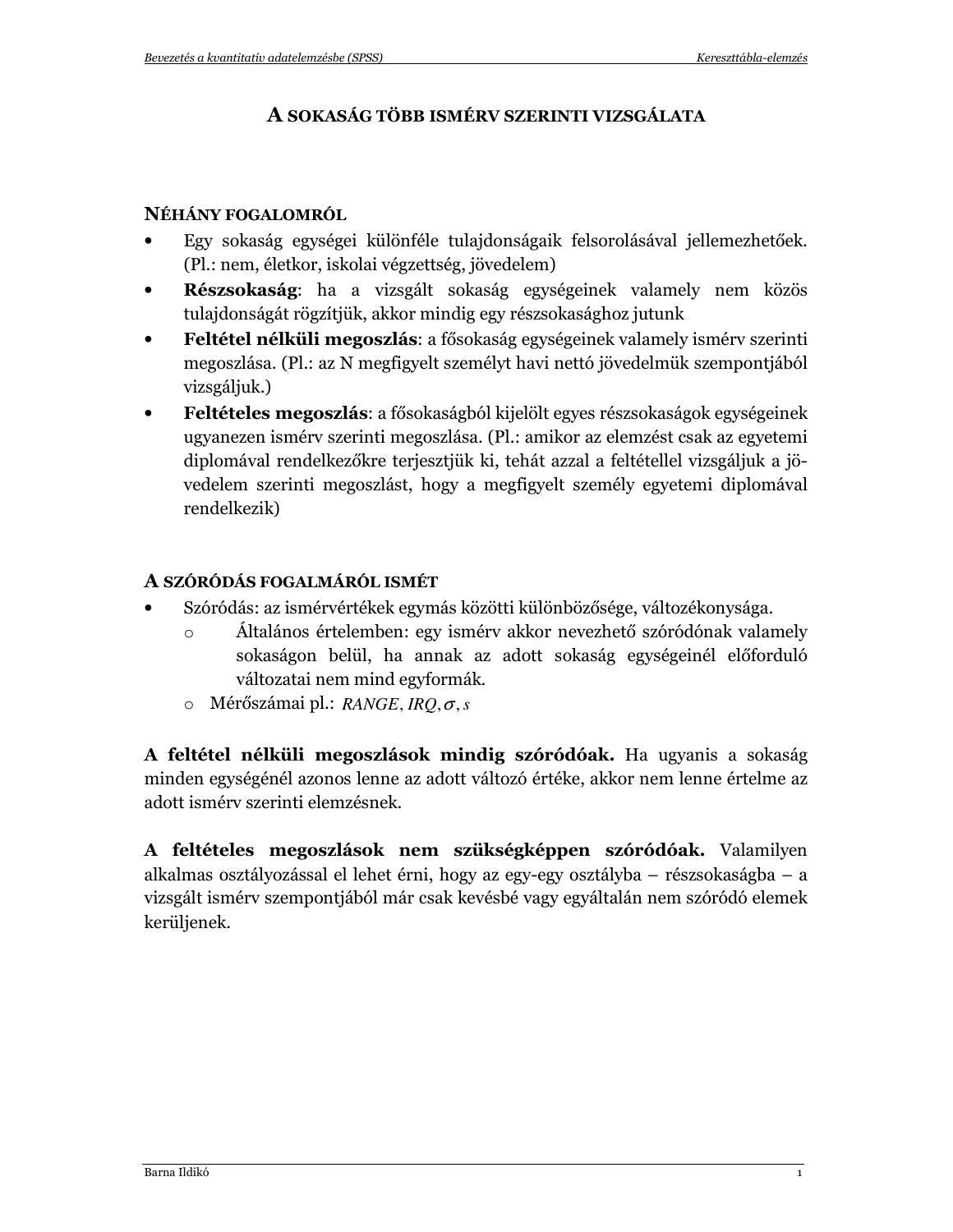# A SOKASÁG TÖBB ISMÉRV SZERINTI VIZSGÁLATA

## NÉHÁNY FOGALOMRÓL

- Egy sokaság egységei különféle tulajdonságaik felsorolásával jellemezhetőek. (Pl.: nem, életkor, iskolai végzettség, jövedelem)
- **Részsokaság**: ha a vizsgált sokaság egységeinek valamely nem közös tulajdonságát rögzítjük, akkor mindig egy részsokasághoz jutunk
- **Feltétel nélküli megoszlás**: a fősokaság egységeinek valamely ismérv szerinti megoszlása. (Pl.: az N megfigyelt személyt havi nettó jövedelmük szempontjából vizsgáljuk.)
- **Feltételes megoszlás**: a fősokaságból kijelölt egyes részsokaságok egységeinek ugyanezen ismérv szerinti megoszlása. (Pl.: amikor az elemzést csak az egyetemi diplomával rendelkezőkre terjesztjük ki, tehát azzal a feltétellel vizsgáljuk a jövedelem szerinti megoszlást, hogy a megfigyelt személy egyetemi diplomával rendelkezik)

## A SZÓRÓDÁS FOGALMÁRÓL ISMÉT

- Szóródás: az ismérvértékek egymás közötti különbözősége, változékonysága.
  - Általános értelemben: egy ismérv akkor nevezhető szóródónak valamely sokaságon belül, ha annak az adott sokaság egységeinél előforduló változatai nem mind egyformák.
  - Mérőszámai pl.: $RANGE, IRQ, \sigma, s$

**A feltétel nélküli megoszlások mindig szóródóak.** Ha ugyanis a sokaság minden egységénél azonos lenne az adott változó értéke, akkor nem lenne értelme az adott ismérv szerinti elemzésnek.

**A feltételes megoszlások nem szükségképpen szóródóak.** Valamilyen alkalmas osztályozással el lehet érni, hogy az egy-egy osztályba – részsokaságba – a vizsgált ismérv szempontjából már csak kevésbé vagy egyáltalán nem szóródó elemek kerüljenek.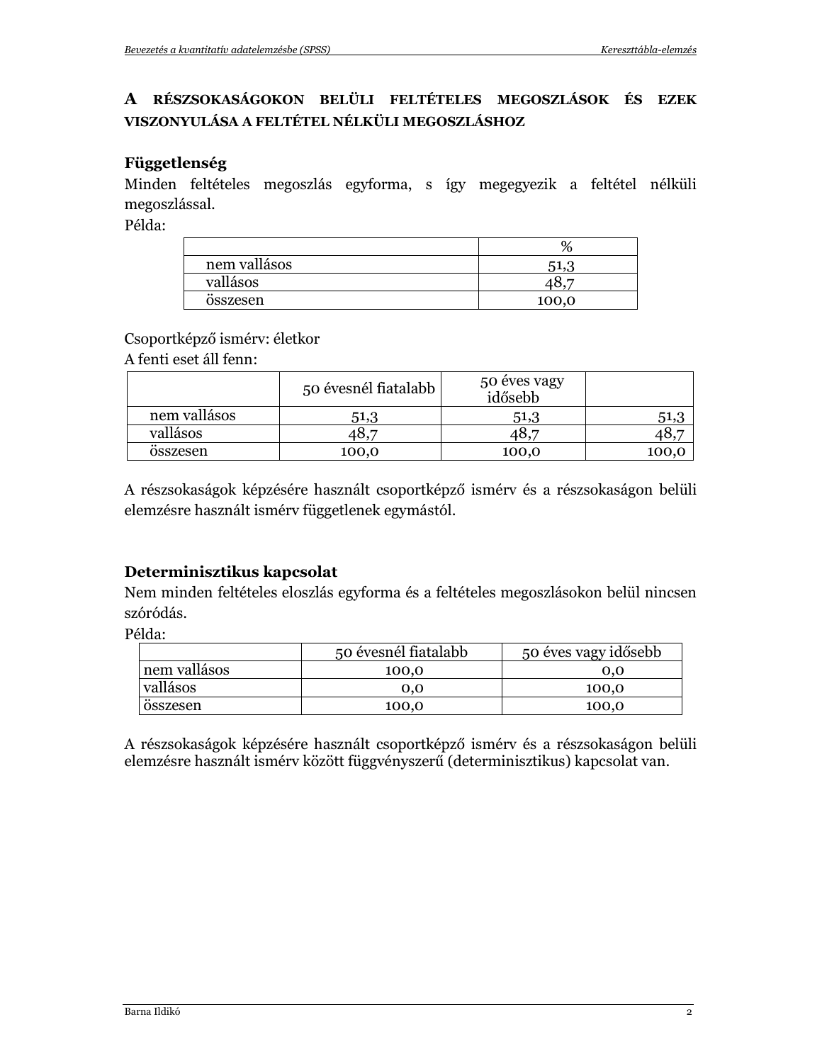## A RÉSZSOKASÁGOKON BELÜLI FELTÉTELES MEGOSZLÁSOK ÉS EZEK VISZONYULÁSA A FELTÉTEL NÉLKÜLI MEGOSZLÁSHOZ

### Függetlenség

Minden feltételes megoszlás egyforma, s így megegyezik a feltétel nélküli megoszlással.

Példa:

| | % |
|---|---|
| nem vallásos | 51,3 |
| vallásos | 48,7 |
| összesen | 100,0 |

Csoportképző ismérv: életkor

A fenti eset áll fenn:

| | 50 évesnél fiatalabb | 50 éves vagy idősebb | |
|---|---|---|---|
| nem vallásos | 51,3 | 51,3 | 51,3 |
| vallásos | 48,7 | 48,7 | 48,7 |
| összesen | 100,0 | 100,0 | 100,0 |

A részsokaságok képzésére használt csoportképző ismérv és a részsokaságon belüli elemzésre használt ismérv függetlenek egymástól.

### Determinisztikus kapcsolat

Nem minden feltételes eloszlás egyforma és a feltételes megoszlásokon belül nincsen szóródás.

Példa:

| | 50 évesnél fiatalabb | 50 éves vagy idősebb |
|---|---|---|
| nem vallásos | 100,0 | 0,0 |
| vallásos | 0,0 | 100,0 |
| összesen | 100,0 | 100,0 |

A részsokaságok képzésére használt csoportképző ismérv és a részsokaságon belüli elemzésre használt ismérv között függvényszerű (determinisztikus) kapcsolat van.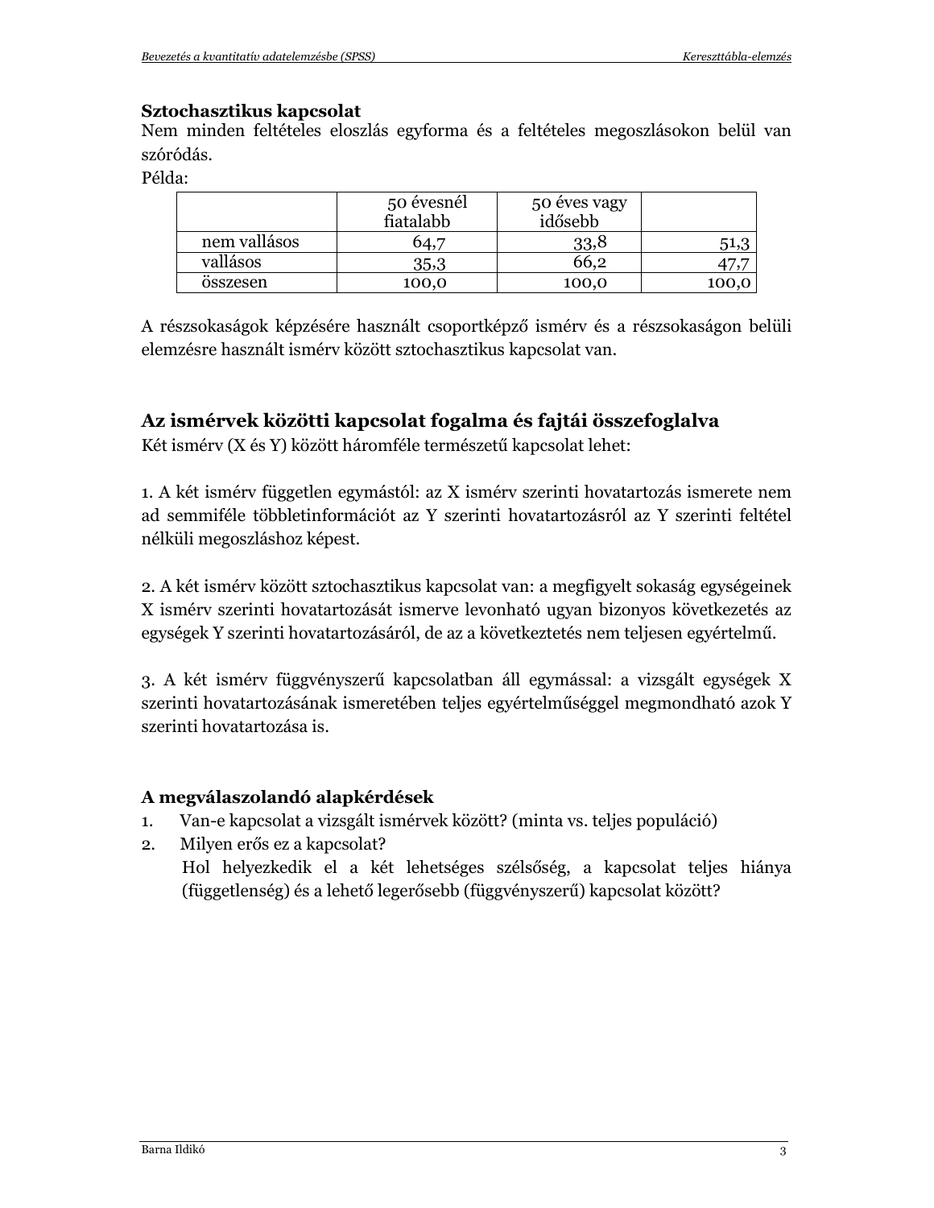**Sztochasztikus kapcsolat**

Nem minden feltételes eloszlás egyforma és a feltételes megoszlásokon belül van szóródás.

Példa:

| | 50 évesnél fiatalabb | 50 éves vagy idősebb | |
|---|---|---|---|
| nem vallásos | 64,7 | 33,8 | 51,3 |
| vallásos | 35,3 | 66,2 | 47,7 |
| összesen | 100,0 | 100,0 | 100,0 |

A részsokaságok képzésére használt csoportképző ismérv és a részsokaságon belüli elemzésre használt ismérv között sztochasztikus kapcsolat van.

## Az ismérvek közötti kapcsolat fogalma és fajtái összefoglalva

Két ismérv (X és Y) között háromféle természetű kapcsolat lehet:

1. A két ismérv független egymástól: az X ismérv szerinti hovatartozás ismerete nem ad semmiféle többletinformációt az Y szerinti hovatartozásról az Y szerinti feltétel nélküli megoszláshoz képest.

2. A két ismérv között sztochasztikus kapcsolat van: a megfigyelt sokaság egységeinek X ismérv szerinti hovatartozását ismerve levonható ugyan bizonyos következetés az egységek Y szerinti hovatartozásáról, de az a következtetés nem teljesen egyértelmű.

3. A két ismérv függvényszerű kapcsolatban áll egymással: a vizsgált egységek X szerinti hovatartozásának ismeretében teljes egyértelműséggel megmondható azok Y szerinti hovatartozása is.

**A megválaszolandó alapkérdések**

1. Van-e kapcsolat a vizsgált ismérvek között? (minta vs. teljes populáció)
2. Milyen erős ez a kapcsolat?
   Hol helyezkedik el a két lehetséges szélsőség, a kapcsolat teljes hiánya (függetlenség) és a lehető legerősebb (függvényszerű) kapcsolat között?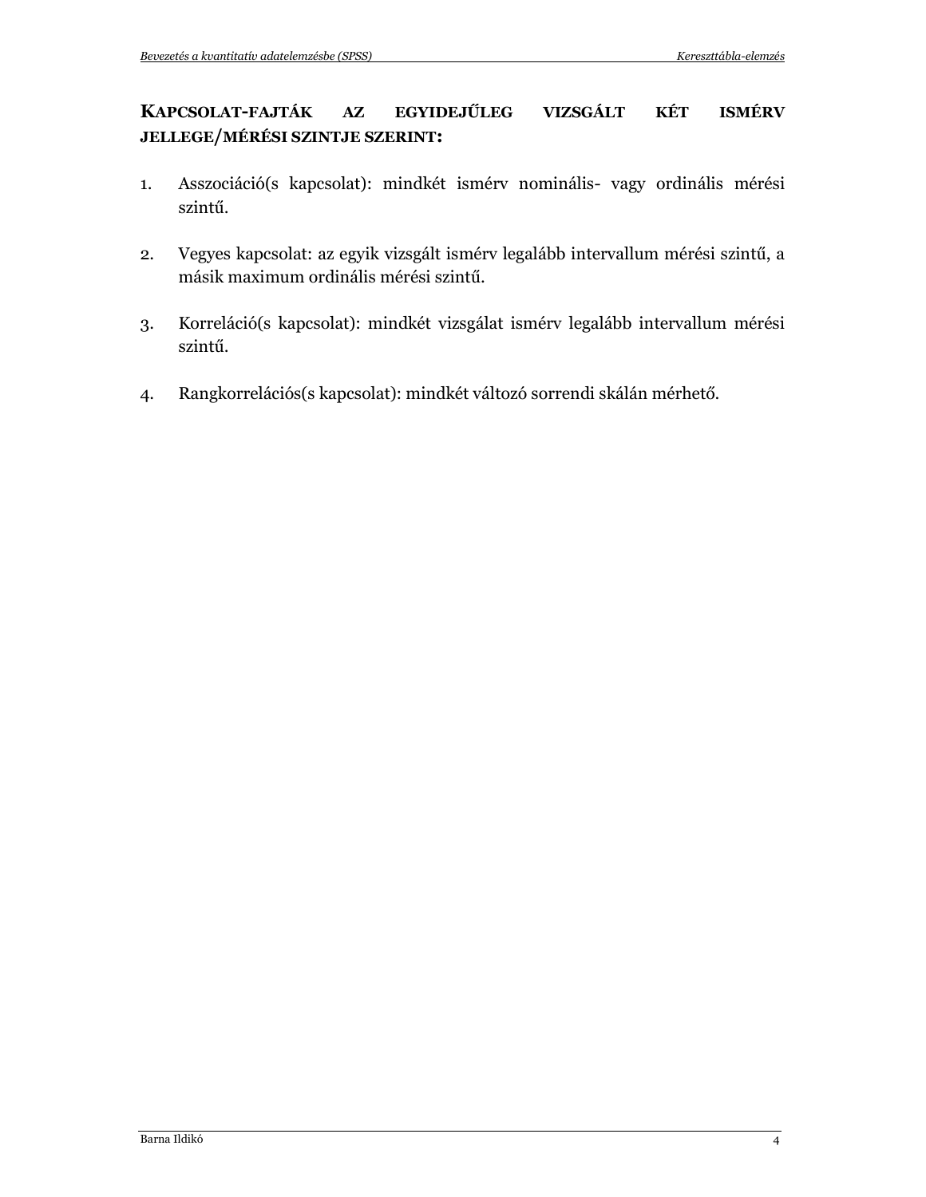## KAPCSOLAT-FAJTÁK AZ EGYIDEJŰLEG VIZSGÁLT KÉT ISMÉRV JELLEGE/MÉRÉSI SZINTJE SZERINT:

1. Asszociáció(s kapcsolat): mindkét ismérv nominális- vagy ordinális mérési szintű.

2. Vegyes kapcsolat: az egyik vizsgált ismérv legalább intervallum mérési szintű, a másik maximum ordinális mérési szintű.

3. Korreláció(s kapcsolat): mindkét vizsgálat ismérv legalább intervallum mérési szintű.

4. Rangkorrelációs(s kapcsolat): mindkét változó sorrendi skálán mérhető.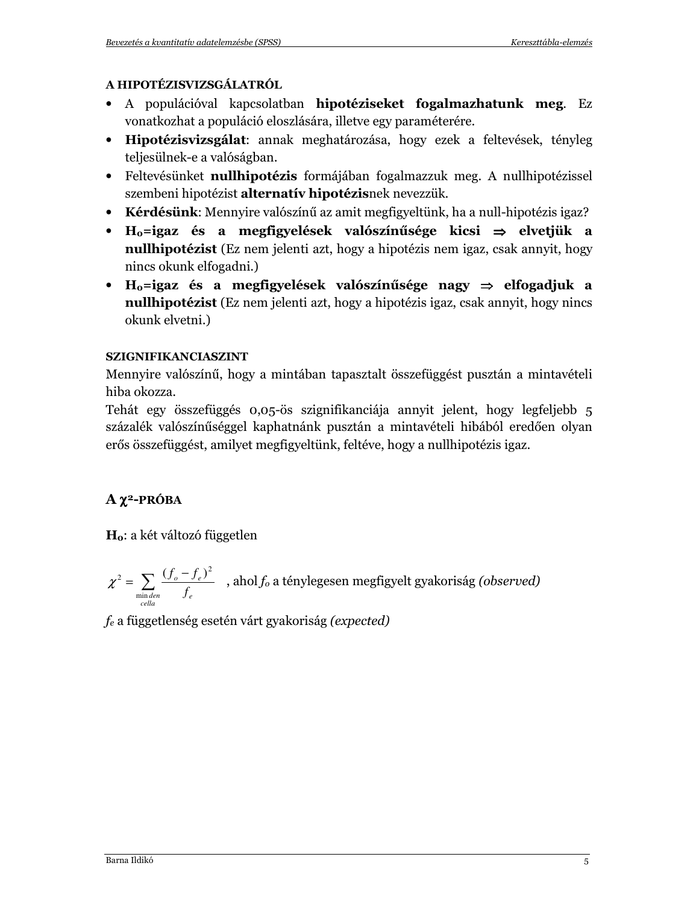### A HIPOTÉZISVIZSGÁLATRÓL

- A populációval kapcsolatban **hipotéziseket fogalmazhatunk meg**. Ez vonatkozhat a populáció eloszlására, illetve egy paraméterére.
- **Hipotézisvizsgálat**: annak meghatározása, hogy ezek a feltevések, tényleg teljesülnek-e a valóságban.
- Feltevésünket **nullhipotézis** formájában fogalmazzuk meg. A nullhipotézissel szembeni hipotézist **alternatív hipotézis**nek nevezzük.
- **Kérdésünk**: Mennyire valószínű az amit megfigyeltünk, ha a null-hipotézis igaz?
- **$H_0$=igaz és a megfigyelések valószínűsége kicsi ⇒ elvetjük a nullhipotézist** (Ez nem jelenti azt, hogy a hipotézis nem igaz, csak annyit, hogy nincs okunk elfogadni.)
- **$H_0$=igaz és a megfigyelések valószínűsége nagy ⇒ elfogadjuk a nullhipotézist** (Ez nem jelenti azt, hogy a hipotézis igaz, csak annyit, hogy nincs okunk elvetni.)

### SZIGNIFIKANCIASZINT

Mennyire valószínű, hogy a mintában tapasztalt összefüggést pusztán a mintavételi hiba okozza.

Tehát egy összefüggés 0,05-ös szignifikanciája annyit jelent, hogy legfeljebb 5 százalék valószínűséggel kaphatnánk pusztán a mintavételi hibából eredően olyan erős összefüggést, amilyet megfigyeltünk, feltéve, hogy a nullhipotézis igaz.

## A $\chi^2$-PRÓBA

**$H_0$**: a két változó független

$$\chi^2 = \sum_{\substack{\text{minden} \\ \text{cella}}} \frac{(f_o - f_e)^2}{f_e}$$

, ahol $f_o$ a ténylegesen megfigyelt gyakoriság *(observed)*

$f_e$ a függetlenség esetén várt gyakoriság *(expected)*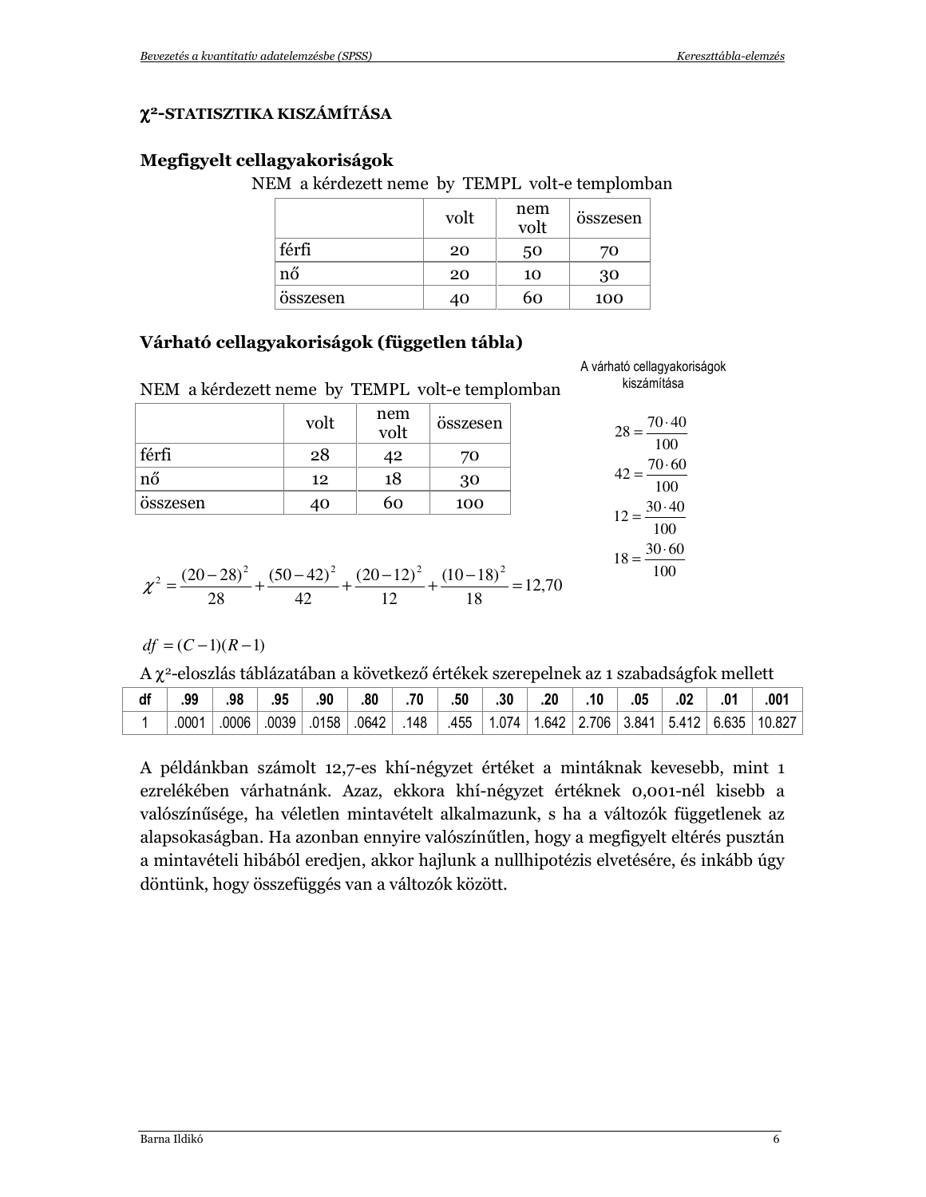### $\chi^2$-STATISZTIKA KISZÁMÍTÁSA

## Megfigyelt cellagyakoriságok

NEM a kérdezett neme by TEMPL volt-e templomban

| | volt | nem volt | összesen |
|---|---|---|---|
| férfi | 20 | 50 | 70 |
| nő | 20 | 10 | 30 |
| összesen | 40 | 60 | 100 |

## Várható cellagyakoriságok (független tábla)

NEM a kérdezett neme by TEMPL volt-e templomban

| | volt | nem volt | összesen |
|---|---|---|---|
| férfi | 28 | 42 | 70 |
| nő | 12 | 18 | 30 |
| összesen | 40 | 60 | 100 |

A várható cellagyakoriságok kiszámítása

$$28 = \frac{70 \cdot 40}{100}$$

$$42 = \frac{70 \cdot 60}{100}$$

$$12 = \frac{30 \cdot 40}{100}$$

$$18 = \frac{30 \cdot 60}{100}$$

$$\chi^2 = \frac{(20-28)^2}{28} + \frac{(50-42)^2}{42} + \frac{(20-12)^2}{12} + \frac{(10-18)^2}{18} = 12{,}70$$

$$df = (C-1)(R-1)$$

A $\chi^2$-eloszlás táblázatában a következő értékek szerepelnek az 1 szabadságfok mellett

| df | .99 | .98 | .95 | .90 | .80 | .70 | .50 | .30 | .20 | .10 | .05 | .02 | .01 | .001 |
|---|---|---|---|---|---|---|---|---|---|---|---|---|---|---|
| 1 | .0001 | .0006 | .0039 | .0158 | .0642 | .148 | .455 | 1.074 | 1.642 | 2.706 | 3.841 | 5.412 | 6.635 | 10.827 |

A példánkban számolt 12,7-es khí-négyzet értéket a mintáknak kevesebb, mint 1 ezrelékében várhatnánk. Azaz, ekkora khí-négyzet értéknek 0,001-nél kisebb a valószínűsége, ha véletlen mintavételt alkalmazunk, s ha a változók függetlenek az alapsokaságban. Ha azonban ennyire valószínűtlen, hogy a megfigyelt eltérés pusztán a mintavételi hibából eredjen, akkor hajlunk a nullhipotézis elvetésére, és inkább úgy döntünk, hogy összefüggés van a változók között.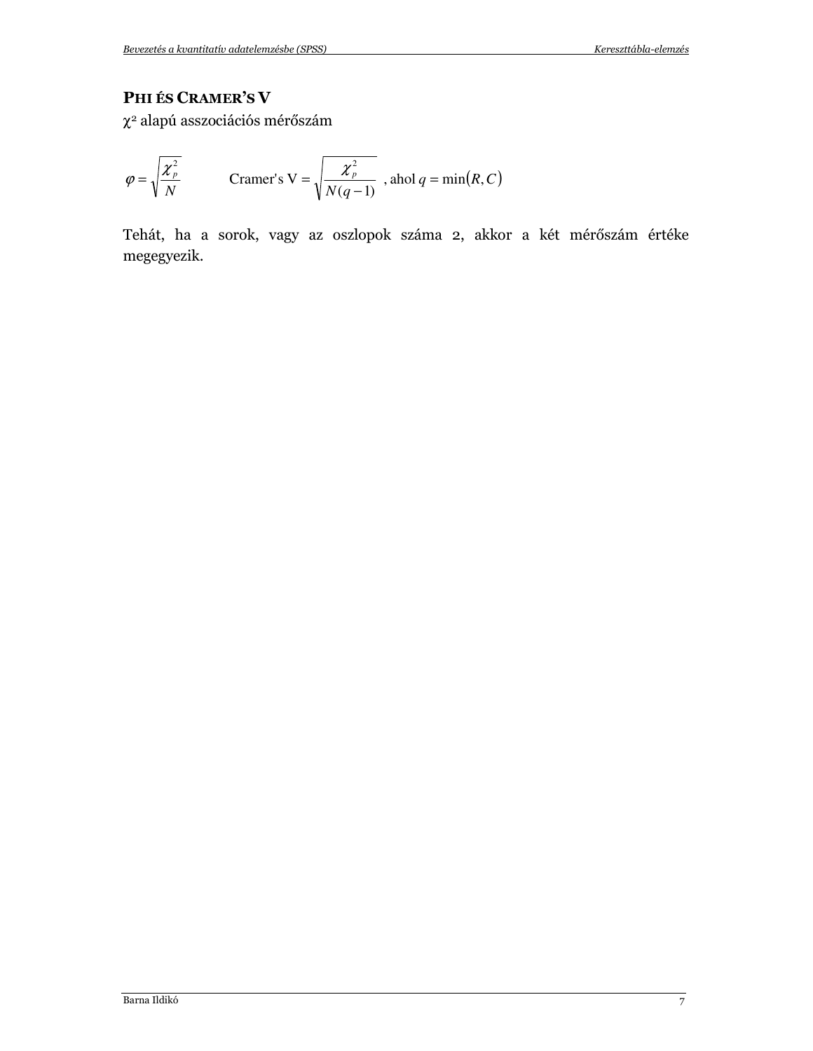## PHI ÉS CRAMER'S V

$\chi^2$ alapú asszociációs mérőszám

$$\varphi = \sqrt{\frac{\chi_p^2}{N}} \qquad \text{Cramer's V} = \sqrt{\frac{\chi_p^2}{N(q-1)}} \text{ , ahol } q = \min(R, C)$$

Tehát, ha a sorok, vagy az oszlopok száma 2, akkor a két mérőszám értéke megegyezik.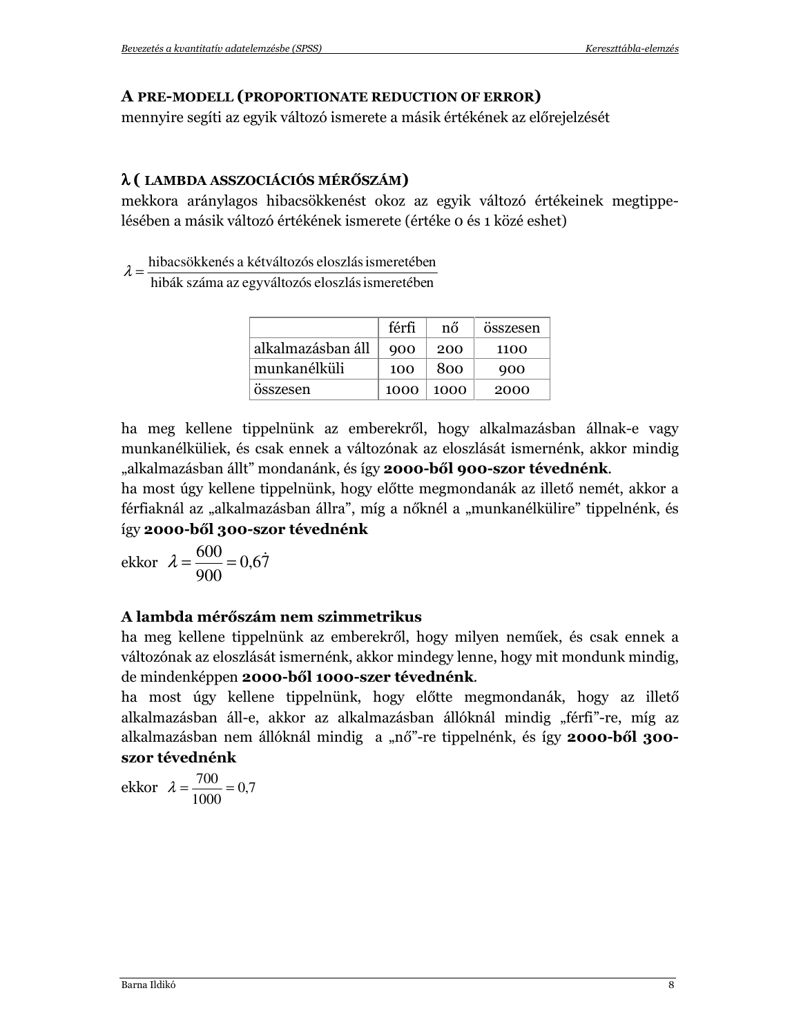## A PRE-MODELL (PROPORTIONATE REDUCTION OF ERROR)

mennyire segíti az egyik változó ismerete a másik értékének az előrejelzését

## λ ( LAMBDA ASSZOCIÁCIÓS MÉRŐSZÁM)

mekkora aránylagos hibacsökkenést okoz az egyik változó értékeinek megtippelésében a másik változó értékének ismerete (értéke 0 és 1 közé eshet)

$$\lambda = \frac{\text{hibacsökkenés a kétváltozós eloszlás ismeretében}}{\text{hibák száma az egyváltozós eloszlás ismeretében}}$$

| | férfi | nő | összesen |
|---|---|---|---|
| alkalmazásban áll | 900 | 200 | 1100 |
| munkanélküli | 100 | 800 | 900 |
| összesen | 1000 | 1000 | 2000 |

ha meg kellene tippelnünk az emberekről, hogy alkalmazásban állnak-e vagy munkanélküliek, és csak ennek a változónak az eloszlását ismernénk, akkor mindig „alkalmazásban állt" mondanánk, és így **2000-ből 900-szor tévednénk**.
ha most úgy kellene tippelnünk, hogy előtte megmondanák az illető nemét, akkor a férfiaknál az „alkalmazásban állra", míg a nőknél a „munkanélkülire" tippelnénk, és így **2000-ből 300-szor tévednénk**

ekkor $\lambda = \frac{600}{900} = 0{,}6\dot{7}$

**A lambda mérőszám nem szimmetrikus**

ha meg kellene tippelnünk az emberekről, hogy milyen neműek, és csak ennek a változónak az eloszlását ismernénk, akkor mindegy lenne, hogy mit mondunk mindig, de mindenképpen **2000-ből 1000-szer tévednénk**.
ha most úgy kellene tippelnünk, hogy előtte megmondanák, hogy az illető alkalmazásban áll-e, akkor az alkalmazásban állóknál mindig „férfi"-re, míg az alkalmazásban nem állóknál mindig a „nő"-re tippelnénk, és így **2000-ből 300-szor tévednénk**

ekkor $\lambda = \frac{700}{1000} = 0{,}7$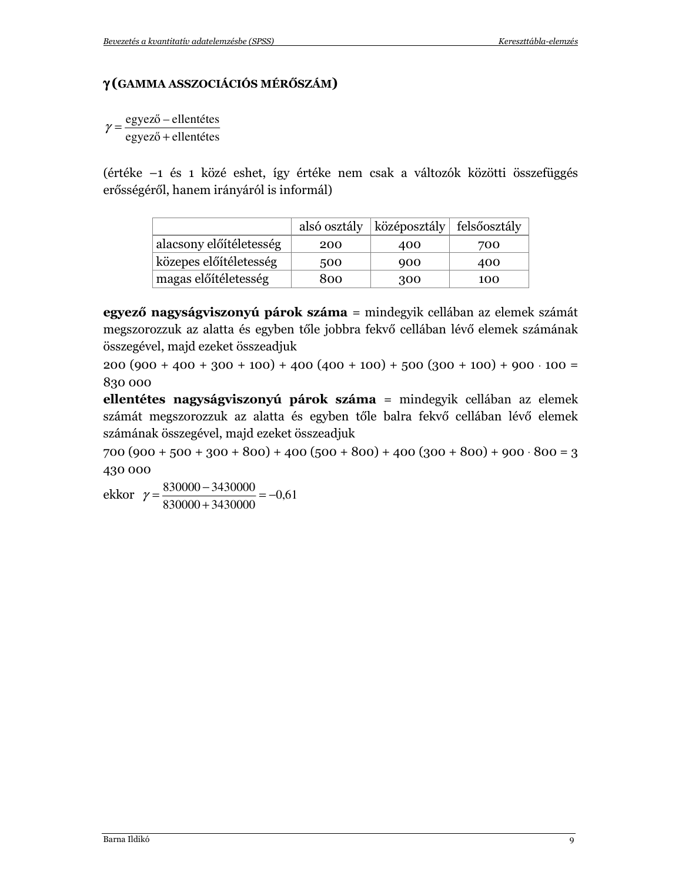## $\gamma$ (GAMMA ASSZOCIÁCIÓS MÉRŐSZÁM)

$$\gamma = \frac{\text{egyező} - \text{ellentétes}}{\text{egyező} + \text{ellentétes}}$$

(értéke –1 és 1 közé eshet, így értéke nem csak a változók közötti összefüggés erősségéről, hanem irányáról is informál)

| | alsó osztály | középosztály | felsőosztály |
|---|---|---|---|
| alacsony előítéletesség | 200 | 400 | 700 |
| közepes előítéletesség | 500 | 900 | 400 |
| magas előítéletesség | 800 | 300 | 100 |

**egyező nagyságviszonyú párok száma** = mindegyik cellában az elemek számát megszorozzuk az alatta és egyben tőle jobbra fekvő cellában lévő elemek számának összegével, majd ezeket összeadjuk

200 (900 + 400 + 300 + 100) + 400 (400 + 100) + 500 (300 + 100) + 900 $\cdot$ 100 = 830 000

**ellentétes nagyságviszonyú párok száma** = mindegyik cellában az elemek számát megszorozzuk az alatta és egyben tőle balra fekvő cellában lévő elemek számának összegével, majd ezeket összeadjuk

700 (900 + 500 + 300 + 800) + 400 (500 + 800) + 400 (300 + 800) + 900 $\cdot$ 800 = 3 430 000

ekkor $\gamma = \frac{830000 - 3430000}{830000 + 3430000} = -0{,}61$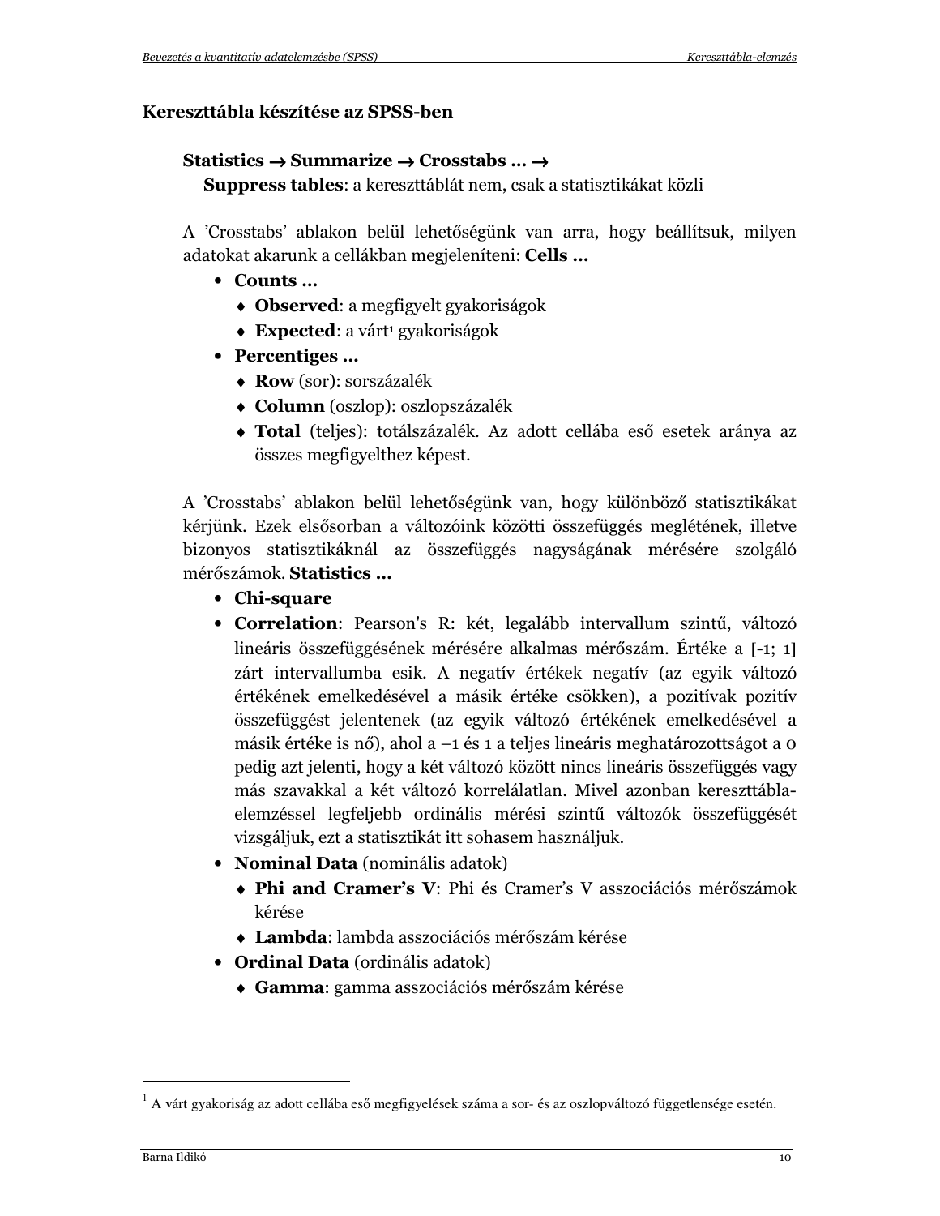## Kereszttábla készítése az SPSS-ben

**Statistics → Summarize → Crosstabs … →**
**Suppress tables**: a kereszttáblát nem, csak a statisztikákat közli

A 'Crosstabs' ablakon belül lehetőségünk van arra, hogy beállítsuk, milyen adatokat akarunk a cellákban megjeleníteni: **Cells …**

- **Counts …**
  - **Observed**: a megfigyelt gyakoriságok
  - **Expected**: a várt[1] gyakoriságok
- **Percentiges …**
  - **Row** (sor): sorszázalék
  - **Column** (oszlop): oszlopszázalék
  - **Total** (teljes): totálszázalék. Az adott cellába eső esetek aránya az összes megfigyelthez képest.

A 'Crosstabs' ablakon belül lehetőségünk van, hogy különböző statisztikákat kérjünk. Ezek elsősorban a változóink közötti összefüggés meglétének, illetve bizonyos statisztikáknál az összefüggés nagyságának mérésére szolgáló mérőszámok. **Statistics …**

- **Chi-square**
- **Correlation**: Pearson's R: két, legalább intervallum szintű, változó lineáris összefüggésének mérésére alkalmas mérőszám. Értéke a [-1; 1] zárt intervallumba esik. A negatív értékek negatív (az egyik változó értékének emelkedésével a másik értéke csökken), a pozitívak pozitív összefüggést jelentenek (az egyik változó értékének emelkedésével a másik értéke is nő), ahol a –1 és 1 a teljes lineáris meghatározottságot a 0 pedig azt jelenti, hogy a két változó között nincs lineáris összefüggés vagy más szavakkal a két változó korrelálatlan. Mivel azonban kereszttábla-elemzéssel legfeljebb ordinális mérési szintű változók összefüggését vizsgáljuk, ezt a statisztikát itt sohasem használjuk.
- **Nominal Data** (nominális adatok)
  - **Phi and Cramer's V**: Phi és Cramer's V asszociációs mérőszámok kérése
  - **Lambda**: lambda asszociációs mérőszám kérése
- **Ordinal Data** (ordinális adatok)
  - **Gamma**: gamma asszociációs mérőszám kérése

---

[1] A várt gyakoriság az adott cellába eső megfigyelések száma a sor- és az oszlopváltozó függetlensége esetén.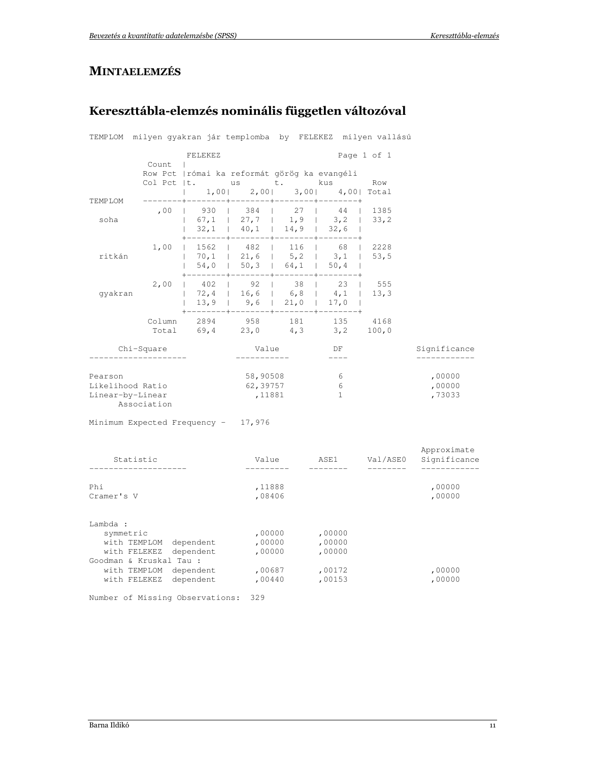# MINTAELEMZÉS

## Kereszttábla-elemzés nominális független változóval

```
TEMPLOM  milyen gyakran jár templomba  by  FELEKEZ  milyen vallású

              FELEKEZ                          Page 1 of 1
          Count   |
          Row Pct |római ka reformát görög ka evangéli
          Col Pct |t.       us       t.       kus       Row
                  |     1,00|    2,00|    3,00|    4,00| Total
TEMPLOM   --------+--------+--------+--------+--------+
             ,00  |   930  |   384  |    27  |    44  |  1385
  soha            |  67,1  |  27,7  |   1,9  |   3,2  |  33,2
                  |  32,1  |  40,1  |  14,9  |  32,6  |
                  +--------+--------+--------+--------+
            1,00  |  1562  |   482  |   116  |    68  |  2228
  ritkán          |  70,1  |  21,6  |   5,2  |   3,1  |  53,5
                  |  54,0  |  50,3  |  64,1  |  50,4  |
                  +--------+--------+--------+--------+
            2,00  |   402  |    92  |    38  |    23  |   555
  gyakran         |  72,4  |  16,6  |   6,8  |   4,1  |  13,3
                  |  13,9  |   9,6  |  21,0  |  17,0  |
                  +--------+--------+--------+--------+
          Column    2894      958      181      135     4168
           Total    69,4     23,0      4,3      3,2    100,0

     Chi-Square                    Value          DF              Significance
--------------------            -----------      ----             ------------

Pearson                          58,90508          6                 ,00000
Likelihood Ratio                 62,39757          6                 ,00000
Linear-by-Linear                   ,11881          1                 ,73033
     Association

Minimum Expected Frequency -   17,976


                                                                   Approximate
    Statistic                    Value        ASE1      Val/ASE0   Significance
--------------------           ---------    --------    --------   ------------

Phi                              ,11888                               ,00000
Cramer's V                       ,08406                               ,00000


Lambda :
   symmetric                     ,00000      ,00000
   with TEMPLOM  dependent       ,00000      ,00000
   with FELEKEZ  dependent       ,00000      ,00000
Goodman & Kruskal Tau :
   with TEMPLOM  dependent       ,00687      ,00172                   ,00000
   with FELEKEZ  dependent       ,00440      ,00153                   ,00000

Number of Missing Observations:  329
```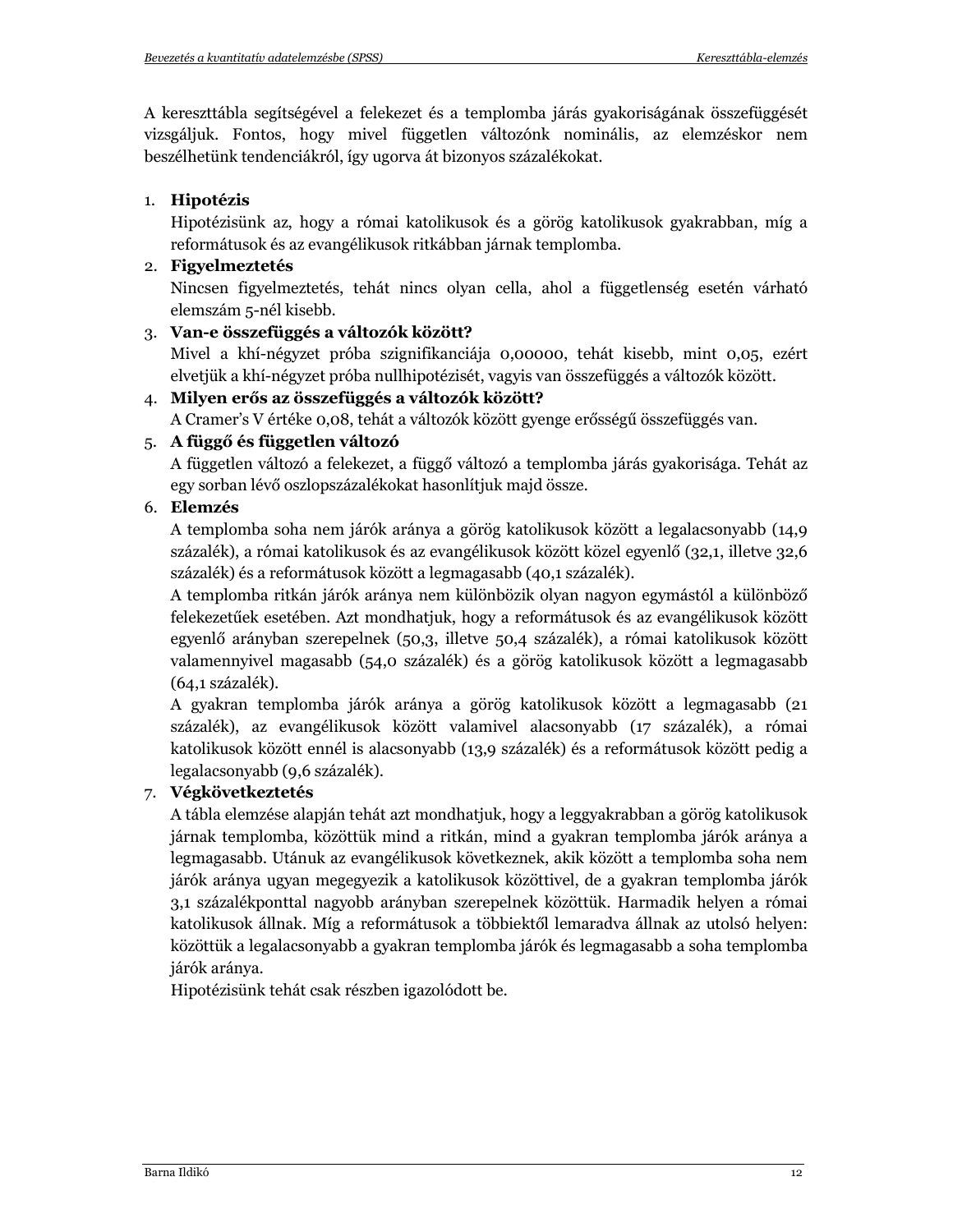A kereszttábla segítségével a felekezet és a templomba járás gyakoriságának összefüggését vizsgáljuk. Fontos, hogy mivel független változónk nominális, az elemzéskor nem beszélhetünk tendenciákról, így ugorva át bizonyos százalékokat.

1. **Hipotézis**
   Hipotézisünk az, hogy a római katolikusok és a görög katolikusok gyakrabban, míg a reformátusok és az evangélikusok ritkábban járnak templomba.
2. **Figyelmeztetés**
   Nincsen figyelmeztetés, tehát nincs olyan cella, ahol a függetlenség esetén várható elemszám 5-nél kisebb.
3. **Van-e összefüggés a változók között?**
   Mivel a khí-négyzet próba szignifikanciája 0,00000, tehát kisebb, mint 0,05, ezért elvetjük a khí-négyzet próba nullhipotézisét, vagyis van összefüggés a változók között.
4. **Milyen erős az összefüggés a változók között?**
   A Cramer's V értéke 0,08, tehát a változók között gyenge erősségű összefüggés van.
5. **A függő és független változó**
   A független változó a felekezet, a függő változó a templomba járás gyakorisága. Tehát az egy sorban lévő oszlopszázalékokat hasonlítjuk majd össze.
6. **Elemzés**
   A templomba soha nem járók aránya a görög katolikusok között a legalacsonyabb (14,9 százalék), a római katolikusok és az evangélikusok között közel egyenlő (32,1, illetve 32,6 százalék) és a reformátusok között a legmagasabb (40,1 százalék).
   A templomba ritkán járók aránya nem különbözik olyan nagyon egymástól a különböző felekezetűek esetében. Azt mondhatjuk, hogy a reformátusok és az evangélikusok között egyenlő arányban szerepelnek (50,3, illetve 50,4 százalék), a római katolikusok között valamennyivel magasabb (54,0 százalék) és a görög katolikusok között a legmagasabb (64,1 százalék).
   A gyakran templomba járók aránya a görög katolikusok között a legmagasabb (21 százalék), az evangélikusok között valamivel alacsonyabb (17 százalék), a római katolikusok között ennél is alacsonyabb (13,9 százalék) és a reformátusok között pedig a legalacsonyabb (9,6 százalék).
7. **Végkövetkeztetés**
   A tábla elemzése alapján tehát azt mondhatjuk, hogy a leggyakrabban a görög katolikusok járnak templomba, közöttük mind a ritkán, mind a gyakran templomba járók aránya a legmagasabb. Utánuk az evangélikusok következnek, akik között a templomba soha nem járók aránya ugyan megegyezik a katolikusok közöttivel, de a gyakran templomba járók 3,1 százalékponttal nagyobb arányban szerepelnek közöttük. Harmadik helyen a római katolikusok állnak. Míg a reformátusok a többiektől lemaradva állnak az utolsó helyen: közöttük a legalacsonyabb a gyakran templomba járók és legmagasabb a soha templomba járók aránya.
   Hipotézisünk tehát csak részben igazolódott be.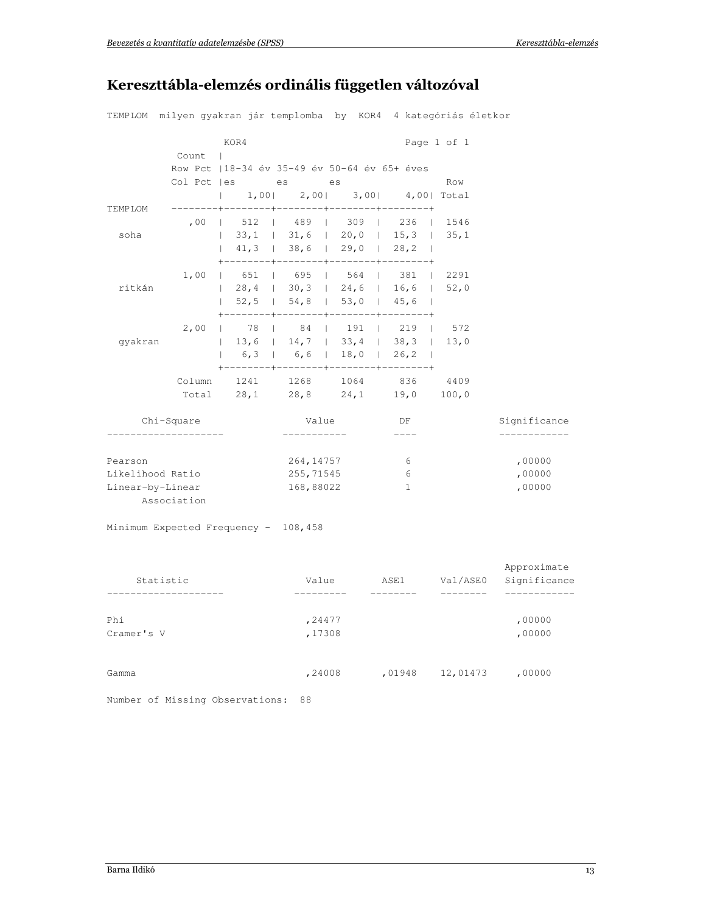# Kereszttábla-elemzés ordinális független változóval

TEMPLOM milyen gyakran jár templomba by KOR4 4 kategóriás életkor

| TEMPLOM | Count / Row Pct / Col Pct | 18-34 éves (1,00) | 35-49 éves (2,00) | 50-64 éves (3,00) | 65+ éves (4,00) | Row Total |
|---|---|---|---|---|---|---|
| soha | ,00 | 512 | 489 | 309 | 236 | 1546 |
| | | 33,1 | 31,6 | 20,0 | 15,3 | 35,1 |
| | | 41,3 | 38,6 | 29,0 | 28,2 | |
| ritkán | 1,00 | 651 | 695 | 564 | 381 | 2291 |
| | | 28,4 | 30,3 | 24,6 | 16,6 | 52,0 |
| | | 52,5 | 54,8 | 53,0 | 45,6 | |
| gyakran | 2,00 | 78 | 84 | 191 | 219 | 572 |
| | | 13,6 | 14,7 | 33,4 | 38,3 | 13,0 |
| | | 6,3 | 6,6 | 18,0 | 26,2 | |
| | Column Total | 1241 | 1268 | 1064 | 836 | 4409 |
| | | 28,1 | 28,8 | 24,1 | 19,0 | 100,0 |

| Chi-Square | Value | DF | Significance |
|---|---|---|---|
| Pearson | 264,14757 | 6 | ,00000 |
| Likelihood Ratio | 255,71545 | 6 | ,00000 |
| Linear-by-Linear Association | 168,88022 | 1 | ,00000 |

Minimum Expected Frequency - 108,458

| Statistic | Value | ASE1 | Val/ASE0 | Approximate Significance |
|---|---|---|---|---|
| Phi | ,24477 | | | ,00000 |
| Cramer's V | ,17308 | | | ,00000 |
| Gamma | ,24008 | ,01948 | 12,01473 | ,00000 |

Number of Missing Observations: 88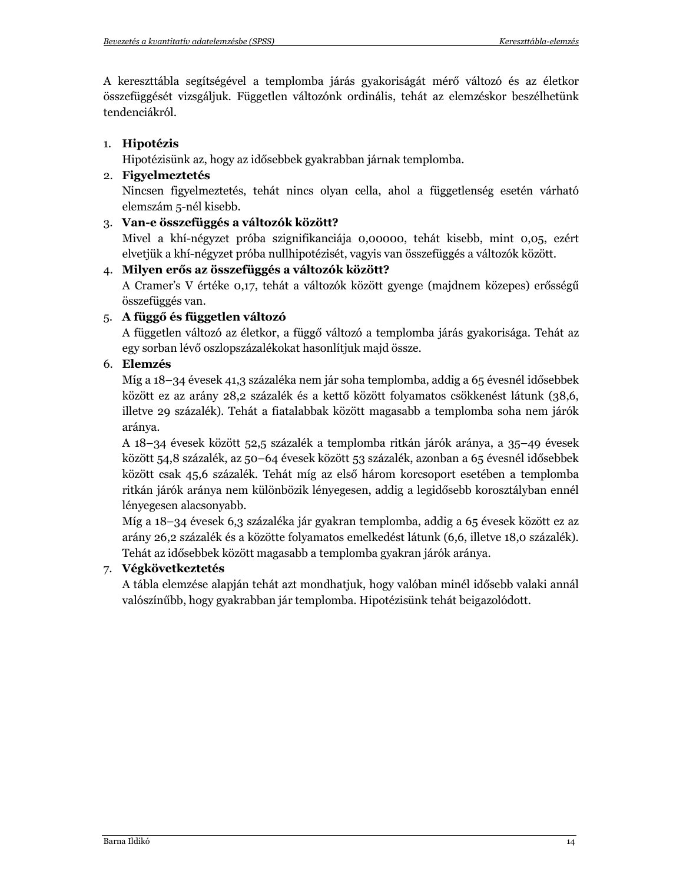A kereszttábla segítségével a templomba járás gyakoriságát mérő változó és az életkor összefüggését vizsgáljuk. Független változónk ordinális, tehát az elemzéskor beszélhetünk tendenciákról.

1. **Hipotézis**
   Hipotézisünk az, hogy az idősebbek gyakrabban járnak templomba.
2. **Figyelmeztetés**
   Nincsen figyelmeztetés, tehát nincs olyan cella, ahol a függetlenség esetén várható elemszám 5-nél kisebb.
3. **Van-e összefüggés a változók között?**
   Mivel a khí-négyzet próba szignifikanciája 0,00000, tehát kisebb, mint 0,05, ezért elvetjük a khí-négyzet próba nullhipotézisét, vagyis van összefüggés a változók között.
4. **Milyen erős az összefüggés a változók között?**
   A Cramer's V értéke 0,17, tehát a változók között gyenge (majdnem közepes) erősségű összefüggés van.
5. **A függő és független változó**
   A független változó az életkor, a függő változó a templomba járás gyakorisága. Tehát az egy sorban lévő oszlopszázalékokat hasonlítjuk majd össze.
6. **Elemzés**
   Míg a 18–34 évesek 41,3 százaléka nem jár soha templomba, addig a 65 évesnél idősebbek között ez az arány 28,2 százalék és a kettő között folyamatos csökkenést látunk (38,6, illetve 29 százalék). Tehát a fiatalabbak között magasabb a templomba soha nem járók aránya.
   A 18–34 évesek között 52,5 százalék a templomba ritkán járók aránya, a 35–49 évesek között 54,8 százalék, az 50–64 évesek között 53 százalék, azonban a 65 évesnél idősebbek között csak 45,6 százalék. Tehát míg az első három korcsoport esetében a templomba ritkán járók aránya nem különbözik lényegesen, addig a legidősebb korosztályban ennél lényegesen alacsonyabb.
   Míg a 18–34 évesek 6,3 százaléka jár gyakran templomba, addig a 65 évesek között ez az arány 26,2 százalék és a közötte folyamatos emelkedést látunk (6,6, illetve 18,0 százalék). Tehát az idősebbek között magasabb a templomba gyakran járók aránya.
7. **Végkövetkeztetés**
   A tábla elemzése alapján tehát azt mondhatjuk, hogy valóban minél idősebb valaki annál valószínűbb, hogy gyakrabban jár templomba. Hipotézisünk tehát beigazolódott.